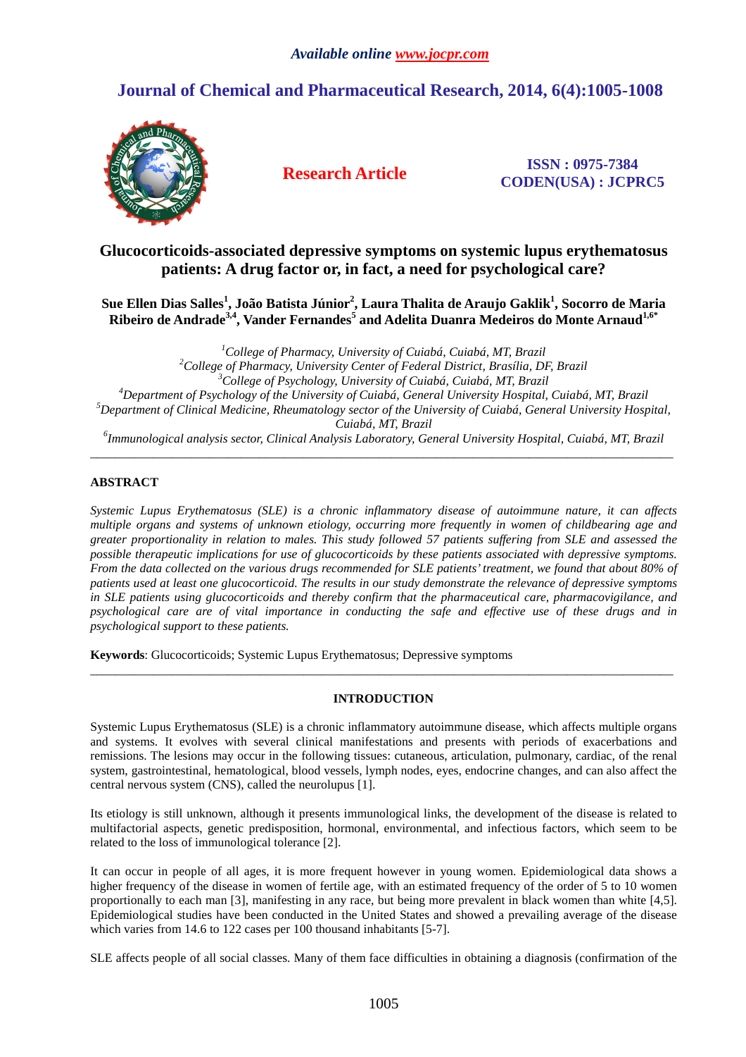# Glucocorticoids-associated depressive symptoms on systemic lupus erythematosus patients: A drug factor or, in fact, a need for psychological care?

**Sue Ellen Dias Salles[1], João Batista Júnior[2], Laura Thalita de Araujo Gaklik[1], Socorro de Maria Ribeiro de Andrade[3,4], Vander Fernandes[5] and Adelita Duanra Medeiros do Monte Arnaud[1,6*]**

[1]*College of Pharmacy, University of Cuiabá, Cuiabá, MT, Brazil*
[2]*College of Pharmacy, University Center of Federal District, Brasília, DF, Brazil*
[3]*College of Psychology, University of Cuiabá, Cuiabá, MT, Brazil*
[4]*Department of Psychology of the University of Cuiabá, General University Hospital, Cuiabá, MT, Brazil*
[5]*Department of Clinical Medicine, Rheumatology sector of the University of Cuiabá, General University Hospital, Cuiabá, MT, Brazil*
[6]*Immunological analysis sector, Clinical Analysis Laboratory, General University Hospital, Cuiabá, MT, Brazil*

---

## ABSTRACT

*Systemic Lupus Erythematosus (SLE) is a chronic inflammatory disease of autoimmune nature, it can affects multiple organs and systems of unknown etiology, occurring more frequently in women of childbearing age and greater proportionality in relation to males. This study followed 57 patients suffering from SLE and assessed the possible therapeutic implications for use of glucocorticoids by these patients associated with depressive symptoms. From the data collected on the various drugs recommended for SLE patients' treatment, we found that about 80% of patients used at least one glucocorticoid. The results in our study demonstrate the relevance of depressive symptoms in SLE patients using glucocorticoids and thereby confirm that the pharmaceutical care, pharmacovigilance, and psychological care are of vital importance in conducting the safe and effective use of these drugs and in psychological support to these patients.*

**Keywords**: Glucocorticoids; Systemic Lupus Erythematosus; Depressive symptoms

---

## INTRODUCTION

Systemic Lupus Erythematosus (SLE) is a chronic inflammatory autoimmune disease, which affects multiple organs and systems. It evolves with several clinical manifestations and presents with periods of exacerbations and remissions. The lesions may occur in the following tissues: cutaneous, articulation, pulmonary, cardiac, of the renal system, gastrointestinal, hematological, blood vessels, lymph nodes, eyes, endocrine changes, and can also affect the central nervous system (CNS), called the neurolupus [1].

Its etiology is still unknown, although it presents immunological links, the development of the disease is related to multifactorial aspects, genetic predisposition, hormonal, environmental, and infectious factors, which seem to be related to the loss of immunological tolerance [2].

It can occur in people of all ages, it is more frequent however in young women. Epidemiological data shows a higher frequency of the disease in women of fertile age, with an estimated frequency of the order of 5 to 10 women proportionally to each man [3], manifesting in any race, but being more prevalent in black women than white [4,5]. Epidemiological studies have been conducted in the United States and showed a prevailing average of the disease which varies from 14.6 to 122 cases per 100 thousand inhabitants [5-7].

SLE affects people of all social classes. Many of them face difficulties in obtaining a diagnosis (confirmation of the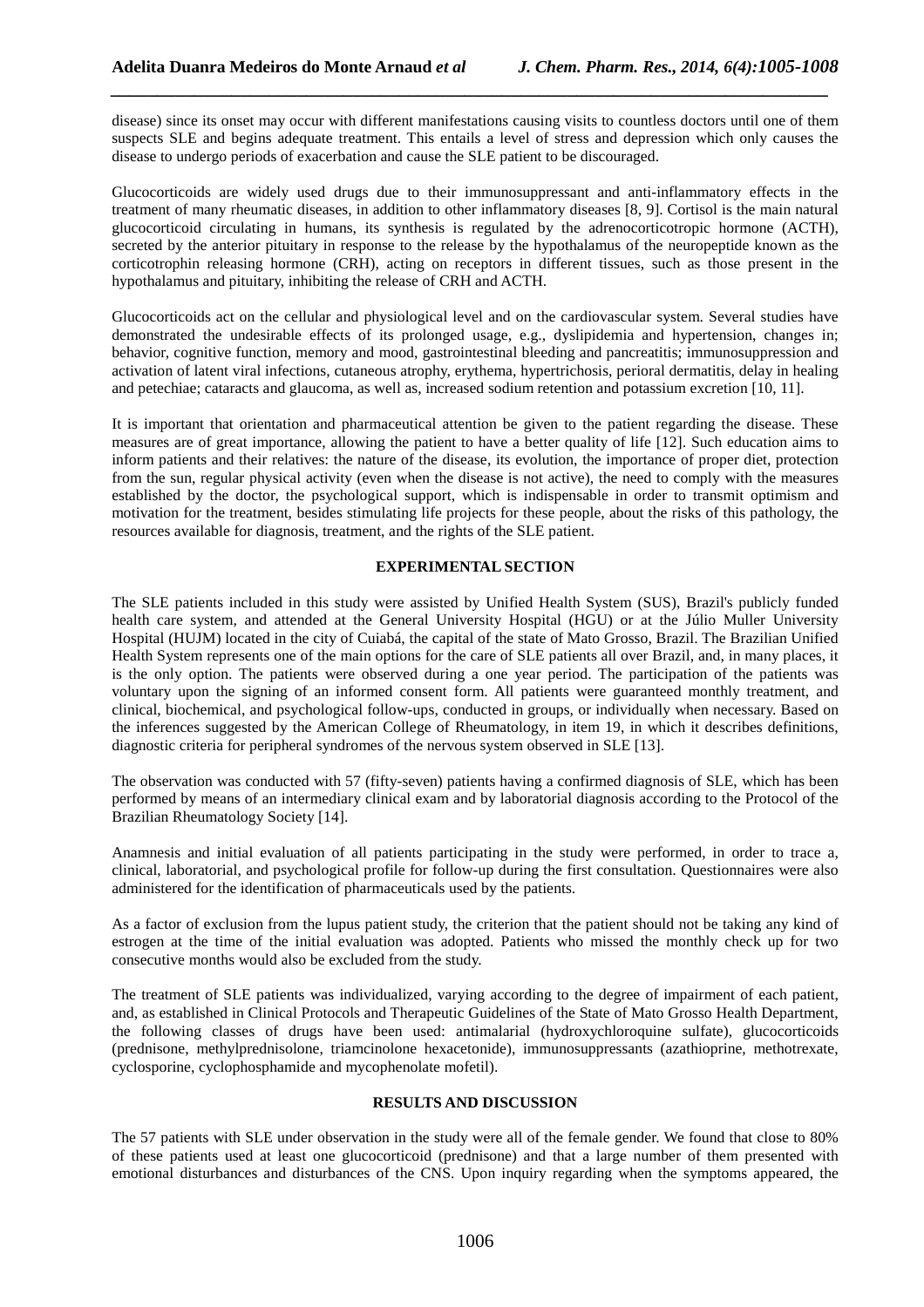disease) since its onset may occur with different manifestations causing visits to countless doctors until one of them suspects SLE and begins adequate treatment. This entails a level of stress and depression which only causes the disease to undergo periods of exacerbation and cause the SLE patient to be discouraged.

Glucocorticoids are widely used drugs due to their immunosuppressant and anti-inflammatory effects in the treatment of many rheumatic diseases, in addition to other inflammatory diseases [8, 9]. Cortisol is the main natural glucocorticoid circulating in humans, its synthesis is regulated by the adrenocorticotropic hormone (ACTH), secreted by the anterior pituitary in response to the release by the hypothalamus of the neuropeptide known as the corticotrophin releasing hormone (CRH), acting on receptors in different tissues, such as those present in the hypothalamus and pituitary, inhibiting the release of CRH and ACTH.

Glucocorticoids act on the cellular and physiological level and on the cardiovascular system. Several studies have demonstrated the undesirable effects of its prolonged usage, e.g., dyslipidemia and hypertension, changes in; behavior, cognitive function, memory and mood, gastrointestinal bleeding and pancreatitis; immunosuppression and activation of latent viral infections, cutaneous atrophy, erythema, hypertrichosis, perioral dermatitis, delay in healing and petechiae; cataracts and glaucoma, as well as, increased sodium retention and potassium excretion [10, 11].

It is important that orientation and pharmaceutical attention be given to the patient regarding the disease. These measures are of great importance, allowing the patient to have a better quality of life [12]. Such education aims to inform patients and their relatives: the nature of the disease, its evolution, the importance of proper diet, protection from the sun, regular physical activity (even when the disease is not active), the need to comply with the measures established by the doctor, the psychological support, which is indispensable in order to transmit optimism and motivation for the treatment, besides stimulating life projects for these people, about the risks of this pathology, the resources available for diagnosis, treatment, and the rights of the SLE patient.

## EXPERIMENTAL SECTION

The SLE patients included in this study were assisted by Unified Health System (SUS), Brazil's publicly funded health care system, and attended at the General University Hospital (HGU) or at the Júlio Muller University Hospital (HUJM) located in the city of Cuiabá, the capital of the state of Mato Grosso, Brazil. The Brazilian Unified Health System represents one of the main options for the care of SLE patients all over Brazil, and, in many places, it is the only option. The patients were observed during a one year period. The participation of the patients was voluntary upon the signing of an informed consent form. All patients were guaranteed monthly treatment, and clinical, biochemical, and psychological follow-ups, conducted in groups, or individually when necessary. Based on the inferences suggested by the American College of Rheumatology, in item 19, in which it describes definitions, diagnostic criteria for peripheral syndromes of the nervous system observed in SLE [13].

The observation was conducted with 57 (fifty-seven) patients having a confirmed diagnosis of SLE, which has been performed by means of an intermediary clinical exam and by laboratorial diagnosis according to the Protocol of the Brazilian Rheumatology Society [14].

Anamnesis and initial evaluation of all patients participating in the study were performed, in order to trace a, clinical, laboratorial, and psychological profile for follow-up during the first consultation. Questionnaires were also administered for the identification of pharmaceuticals used by the patients.

As a factor of exclusion from the lupus patient study, the criterion that the patient should not be taking any kind of estrogen at the time of the initial evaluation was adopted. Patients who missed the monthly check up for two consecutive months would also be excluded from the study.

The treatment of SLE patients was individualized, varying according to the degree of impairment of each patient, and, as established in Clinical Protocols and Therapeutic Guidelines of the State of Mato Grosso Health Department, the following classes of drugs have been used: antimalarial (hydroxychloroquine sulfate), glucocorticoids (prednisone, methylprednisolone, triamcinolone hexacetonide), immunosuppressants (azathioprine, methotrexate, cyclosporine, cyclophosphamide and mycophenolate mofetil).

## RESULTS AND DISCUSSION

The 57 patients with SLE under observation in the study were all of the female gender. We found that close to 80% of these patients used at least one glucocorticoid (prednisone) and that a large number of them presented with emotional disturbances and disturbances of the CNS. Upon inquiry regarding when the symptoms appeared, the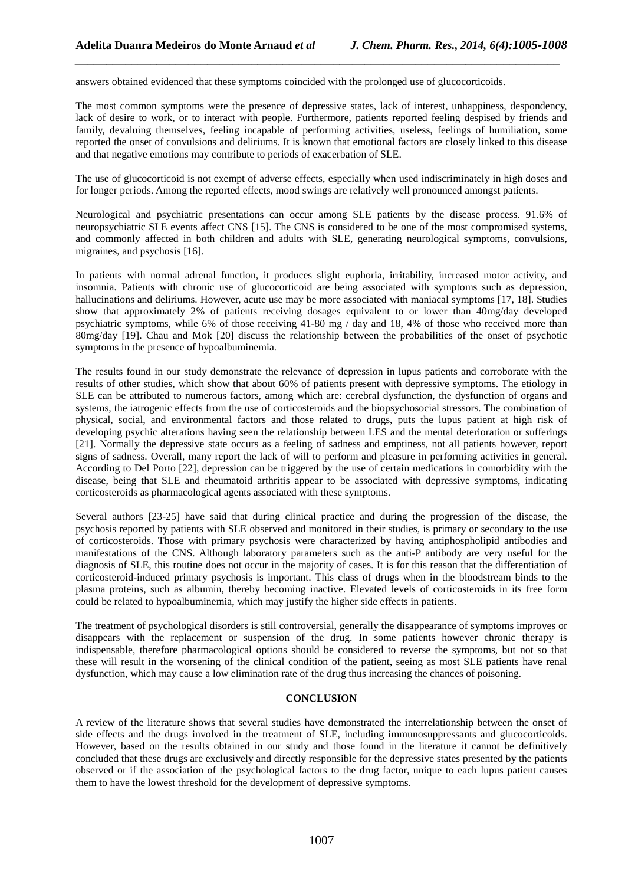answers obtained evidenced that these symptoms coincided with the prolonged use of glucocorticoids.

The most common symptoms were the presence of depressive states, lack of interest, unhappiness, despondency, lack of desire to work, or to interact with people. Furthermore, patients reported feeling despised by friends and family, devaluing themselves, feeling incapable of performing activities, useless, feelings of humiliation, some reported the onset of convulsions and deliriums. It is known that emotional factors are closely linked to this disease and that negative emotions may contribute to periods of exacerbation of SLE.

The use of glucocorticoid is not exempt of adverse effects, especially when used indiscriminately in high doses and for longer periods. Among the reported effects, mood swings are relatively well pronounced amongst patients.

Neurological and psychiatric presentations can occur among SLE patients by the disease process. 91.6% of neuropsychiatric SLE events affect CNS [15]. The CNS is considered to be one of the most compromised systems, and commonly affected in both children and adults with SLE, generating neurological symptoms, convulsions, migraines, and psychosis [16].

In patients with normal adrenal function, it produces slight euphoria, irritability, increased motor activity, and insomnia. Patients with chronic use of glucocorticoid are being associated with symptoms such as depression, hallucinations and deliriums. However, acute use may be more associated with maniacal symptoms [17, 18]. Studies show that approximately 2% of patients receiving dosages equivalent to or lower than 40mg/day developed psychiatric symptoms, while 6% of those receiving 41-80 mg / day and 18, 4% of those who received more than 80mg/day [19]. Chau and Mok [20] discuss the relationship between the probabilities of the onset of psychotic symptoms in the presence of hypoalbuminemia.

The results found in our study demonstrate the relevance of depression in lupus patients and corroborate with the results of other studies, which show that about 60% of patients present with depressive symptoms. The etiology in SLE can be attributed to numerous factors, among which are: cerebral dysfunction, the dysfunction of organs and systems, the iatrogenic effects from the use of corticosteroids and the biopsychosocial stressors. The combination of physical, social, and environmental factors and those related to drugs, puts the lupus patient at high risk of developing psychic alterations having seen the relationship between LES and the mental deterioration or sufferings [21]. Normally the depressive state occurs as a feeling of sadness and emptiness, not all patients however, report signs of sadness. Overall, many report the lack of will to perform and pleasure in performing activities in general. According to Del Porto [22], depression can be triggered by the use of certain medications in comorbidity with the disease, being that SLE and rheumatoid arthritis appear to be associated with depressive symptoms, indicating corticosteroids as pharmacological agents associated with these symptoms.

Several authors [23-25] have said that during clinical practice and during the progression of the disease, the psychosis reported by patients with SLE observed and monitored in their studies, is primary or secondary to the use of corticosteroids. Those with primary psychosis were characterized by having antiphospholipid antibodies and manifestations of the CNS. Although laboratory parameters such as the anti-P antibody are very useful for the diagnosis of SLE, this routine does not occur in the majority of cases. It is for this reason that the differentiation of corticosteroid-induced primary psychosis is important. This class of drugs when in the bloodstream binds to the plasma proteins, such as albumin, thereby becoming inactive. Elevated levels of corticosteroids in its free form could be related to hypoalbuminemia, which may justify the higher side effects in patients.

The treatment of psychological disorders is still controversial, generally the disappearance of symptoms improves or disappears with the replacement or suspension of the drug. In some patients however chronic therapy is indispensable, therefore pharmacological options should be considered to reverse the symptoms, but not so that these will result in the worsening of the clinical condition of the patient, seeing as most SLE patients have renal dysfunction, which may cause a low elimination rate of the drug thus increasing the chances of poisoning.

## CONCLUSION

A review of the literature shows that several studies have demonstrated the interrelationship between the onset of side effects and the drugs involved in the treatment of SLE, including immunosuppressants and glucocorticoids. However, based on the results obtained in our study and those found in the literature it cannot be definitively concluded that these drugs are exclusively and directly responsible for the depressive states presented by the patients observed or if the association of the psychological factors to the drug factor, unique to each lupus patient causes them to have the lowest threshold for the development of depressive symptoms.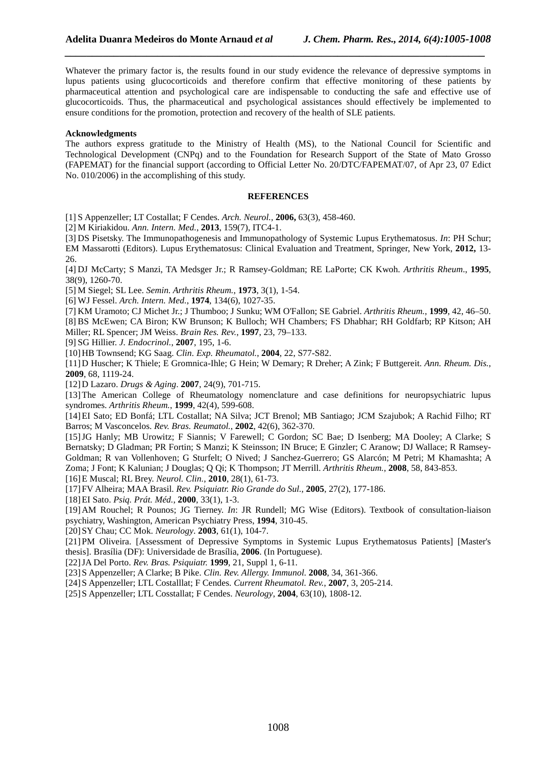Whatever the primary factor is, the results found in our study evidence the relevance of depressive symptoms in lupus patients using glucocorticoids and therefore confirm that effective monitoring of these patients by pharmaceutical attention and psychological care are indispensable to conducting the safe and effective use of glucocorticoids. Thus, the pharmaceutical and psychological assistances should effectively be implemented to ensure conditions for the promotion, protection and recovery of the health of SLE patients.

**Acknowledgments**

The authors express gratitude to the Ministry of Health (MS), to the National Council for Scientific and Technological Development (CNPq) and to the Foundation for Research Support of the State of Mato Grosso (FAPEMAT) for the financial support (according to Official Letter No. 20/DTC/FAPEMAT/07, of Apr 23, 07 Edict No. 010/2006) in the accomplishing of this study.

## REFERENCES

[1] S Appenzeller; LT Costallat; F Cendes. *Arch. Neurol.*, **2006,** 63(3), 458-460.

[2] M Kiriakidou. *Ann. Intern. Med.*, **2013**, 159(7), ITC4-1.

[3] DS Pisetsky. The Immunopathogenesis and Immunopathology of Systemic Lupus Erythematosus. *In*: PH Schur; EM Massarotti (Editors). Lupus Erythematosus: Clinical Evaluation and Treatment, Springer, New York, **2012,** 13-26.

[4] DJ McCarty; S Manzi, TA Medsger Jr.; R Ramsey-Goldman; RE LaPorte; CK Kwoh. *Arthritis Rheum*., **1995**, 38(9), 1260-70.

[5] M Siegel; SL Lee. *Semin. Arthritis Rheum.*, **1973**, 3(1), 1-54.

[6] WJ Fessel. *Arch. Intern. Med.*, **1974**, 134(6), 1027-35.

[7] KM Uramoto; CJ Michet Jr.; J Thumboo; J Sunku; WM O'Fallon; SE Gabriel. *Arthritis Rheum.*, **1999**, 42, 46–50.

[8] BS McEwen; CA Biron; KW Brunson; K Bulloch; WH Chambers; FS Dhabhar; RH Goldfarb; RP Kitson; AH Miller; RL Spencer; JM Weiss. *Brain Res. Rev.*, **1997**, 23, 79–133.

[9] SG Hillier. *J. Endocrinol.*, **2007**, 195, 1-6.

[10] HB Townsend; KG Saag. *Clin. Exp. Rheumatol.*, **2004**, 22, S77-S82.

[11] D Huscher; K Thiele; E Gromnica-Ihle; G Hein; W Demary; R Dreher; A Zink; F Buttgereit. *Ann. Rheum. Dis.*, **2009**, 68, 1119-24.

[12] D Lazaro. *Drugs & Aging*. **2007**, 24(9), 701-715.

[13] The American College of Rheumatology nomenclature and case definitions for neuropsychiatric lupus syndromes. *Arthritis Rheum.*, **1999**, 42(4), 599-608.

[14] EI Sato; ED Bonfá; LTL Costallat; NA Silva; JCT Brenol; MB Santiago; JCM Szajubok; A Rachid Filho; RT Barros; M Vasconcelos. *Rev. Bras. Reumatol.*, **2002**, 42(6), 362-370.

[15] JG Hanly; MB Urowitz; F Siannis; V Farewell; C Gordon; SC Bae; D Isenberg; MA Dooley; A Clarke; S Bernatsky; D Gladman; PR Fortin; S Manzi; K Steinsson; IN Bruce; E Ginzler; C Aranow; DJ Wallace; R Ramsey-Goldman; R van Vollenhoven; G Sturfelt; O Nived; J Sanchez-Guerrero; GS Alarcón; M Petri; M Khamashta; A Zoma; J Font; K Kalunian; J Douglas; Q Qi; K Thompson; JT Merrill. *Arthritis Rheum.*, **2008**, 58, 843-853.

[16] E Muscal; RL Brey. *Neurol. Clin.*, **2010**, 28(1), 61-73.

[17] FV Alheira; MAA Brasil. *Rev. Psiquiatr. Rio Grande do Sul.*, **2005**, 27(2), 177-186.

[18] EI Sato. *Psiq. Prát. Méd.*, **2000**, 33(1), 1-3.

[19] AM Rouchel; R Pounos; JG Tierney. *In*: JR Rundell; MG Wise (Editors). Textbook of consultation-liaison psychiatry, Washington, American Psychiatry Press, **1994**, 310-45.

[20] SY Chau; CC Mok. *Neurology*. **2003**, 61(1), 104-7.

[21] PM Oliveira. [Assessment of Depressive Symptoms in Systemic Lupus Erythematosus Patients] [Master's thesis]. Brasília (DF): Universidade de Brasília, **2006**. (In Portuguese).

[22] JA Del Porto. *Rev. Bras. Psiquiatr.* **1999**, 21, Suppl 1, 6-11.

[23] S Appenzeller; A Clarke; B Pike. *Clin. Rev. Allergy. Immunol.* **2008**, 34, 361-366.

[24] S Appenzeller; LTL Costalllat; F Cendes. *Current Rheumatol. Rev.*, **2007**, 3, 205-214.

[25] S Appenzeller; LTL Cosstallat; F Cendes. *Neurology*, **2004**, 63(10), 1808-12.